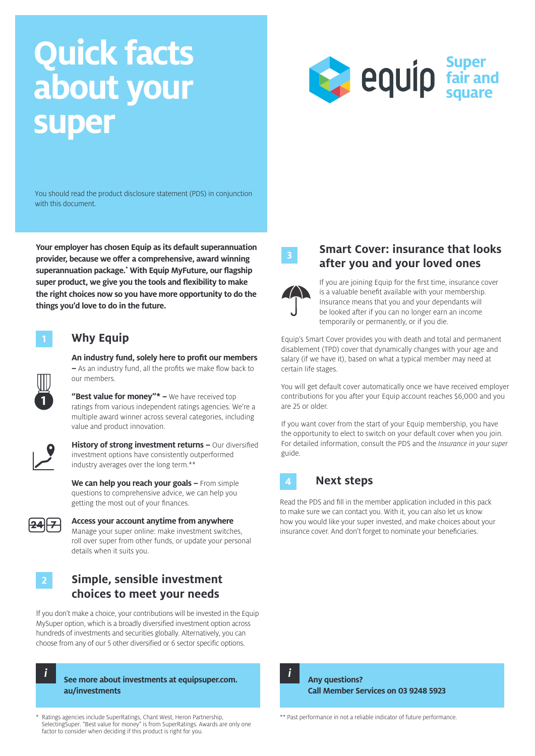# Quick facts about your super

You should read the product disclosure statement (PDS) in conjunction with this document.

equip Super fair and square

**Your employer has chosen Equip as its default superannuation provider, because we offer a comprehensive, award winning superannuation package.* With Equip MyFuture, our flagship super product, we give you the tools and flexibility to make the right choices now so you have more opportunity to do the things you'd love to do in the future.**

## 1 Why Equip

**An industry fund, solely here to profit our members –** As an industry fund, all the profits we make flow back to our members.

**"Best value for money"* –** We have received top ratings from various independent ratings agencies. We're a multiple award winner across several categories, including value and product innovation.

**History of strong investment returns –** Our diversified investment options have consistently outperformed industry averages over the long term.**

**We can help you reach your goals –** From simple questions to comprehensive advice, we can help you getting the most out of your finances.

**Access your account anytime from anywhere** Manage your super online: make investment switches, roll over super from other funds, or update your personal details when it suits you.

## 2 Simple, sensible investment choices to meet your needs

If you don't make a choice, your contributions will be invested in the Equip MySuper option, which is a broadly diversified investment option across hundreds of investments and securities globally. Alternatively, you can choose from any of our 5 other diversified or 6 sector specific options.

**i See more about investments at equipsuper.com.au/investments**

## 3 Smart Cover: insurance that looks after you and your loved ones

If you are joining Equip for the first time, insurance cover is a valuable benefit available with your membership. Insurance means that you and your dependants will be looked after if you can no longer earn an income temporarily or permanently, or if you die.

Equip's Smart Cover provides you with death and total and permanent disablement (TPD) cover that dynamically changes with your age and salary (if we have it), based on what a typical member may need at certain life stages.

You will get default cover automatically once we have received employer contributions for you after your Equip account reaches $6,000 and you are 25 or older.

If you want cover from the start of your Equip membership, you have the opportunity to elect to switch on your default cover when you join. For detailed information, consult the PDS and the *Insurance in your super* guide.

## 4 Next steps

Read the PDS and fill in the member application included in this pack to make sure we can contact you. With it, you can also let us know how you would like your super invested, and make choices about your insurance cover. And don't forget to nominate your beneficiaries.

**i Any questions?**
**Call Member Services on 03 9248 5923**

\* Ratings agencies include SuperRatings, Chant West, Heron Partnership, SelectingSuper. "Best value for money" is from SuperRatings. Awards are only one factor to consider when deciding if this product is right for you.

** Past performance in not a reliable indicator of future performance.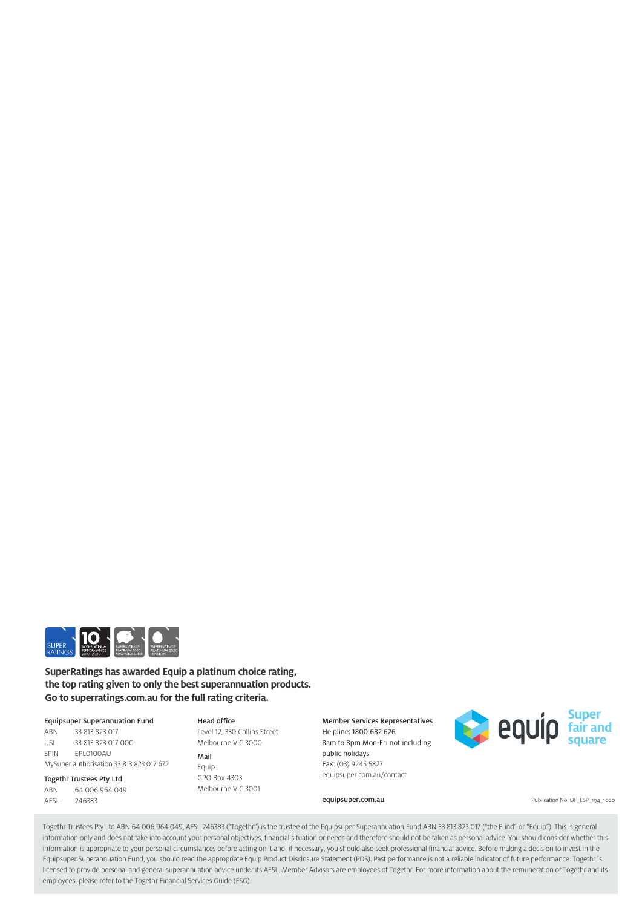**SuperRatings has awarded Equip a platinum choice rating, the top rating given to only the best superannuation products. Go to superratings.com.au for the full rating criteria.**

Equipsuper Superannuation Fund

ABN 33 813 823 017
USI 33 813 823 017 000
SPIN EPL0100AU
MySuper authorisation 33 813 823 017 672

Togethr Trustees Pty Ltd

ABN 64 006 964 049
AFSL 246383

Head office

Level 12, 330 Collins Street
Melbourne VIC 3000

Mail

Equip
GPO Box 4303
Melbourne VIC 3001

Member Services Representatives

Helpline: 1800 682 626
8am to 8pm Mon-Fri not including public holidays
Fax: (03) 9245 5827
equipsuper.com.au/contact

equipsuper.com.au

equip — Super fair and square

Publication No: QF_ESP_194_1020

Togethr Trustees Pty Ltd ABN 64 006 964 049, AFSL 246383 ("Togethr") is the trustee of the Equipsuper Superannuation Fund ABN 33 813 823 017 ("the Fund" or "Equip"). This is general information only and does not take into account your personal objectives, financial situation or needs and therefore should not be taken as personal advice. You should consider whether this information is appropriate to your personal circumstances before acting on it and, if necessary, you should also seek professional financial advice. Before making a decision to invest in the Equipsuper Superannuation Fund, you should read the appropriate Equip Product Disclosure Statement (PDS). Past performance is not a reliable indicator of future performance. Togethr is licensed to provide personal and general superannuation advice under its AFSL. Member Advisors are employees of Togethr. For more information about the remuneration of Togethr and its employees, please refer to the Togethr Financial Services Guide (FSG).